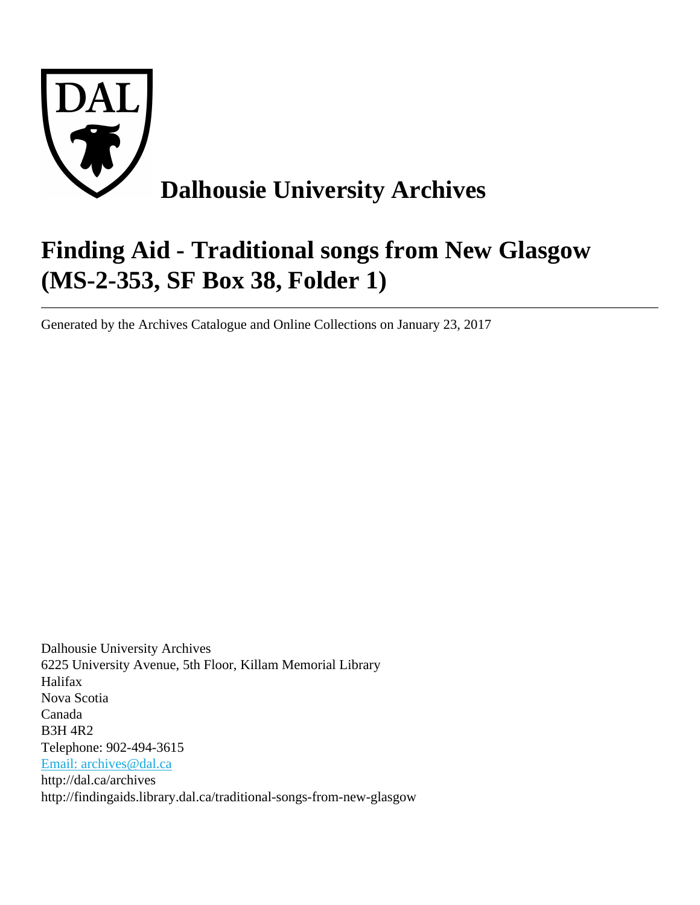# Dalhousie University Archives

# Finding Aid - Traditional songs from New Glasgow (MS-2-353, SF Box 38, Folder 1)

---

Generated by the Archives Catalogue and Online Collections on January 23, 2017

Dalhousie University Archives
6225 University Avenue, 5th Floor, Killam Memorial Library
Halifax
Nova Scotia
Canada
B3H 4R2
Telephone: 902-494-3615
Email: archives@dal.ca
http://dal.ca/archives
http://findingaids.library.dal.ca/traditional-songs-from-new-glasgow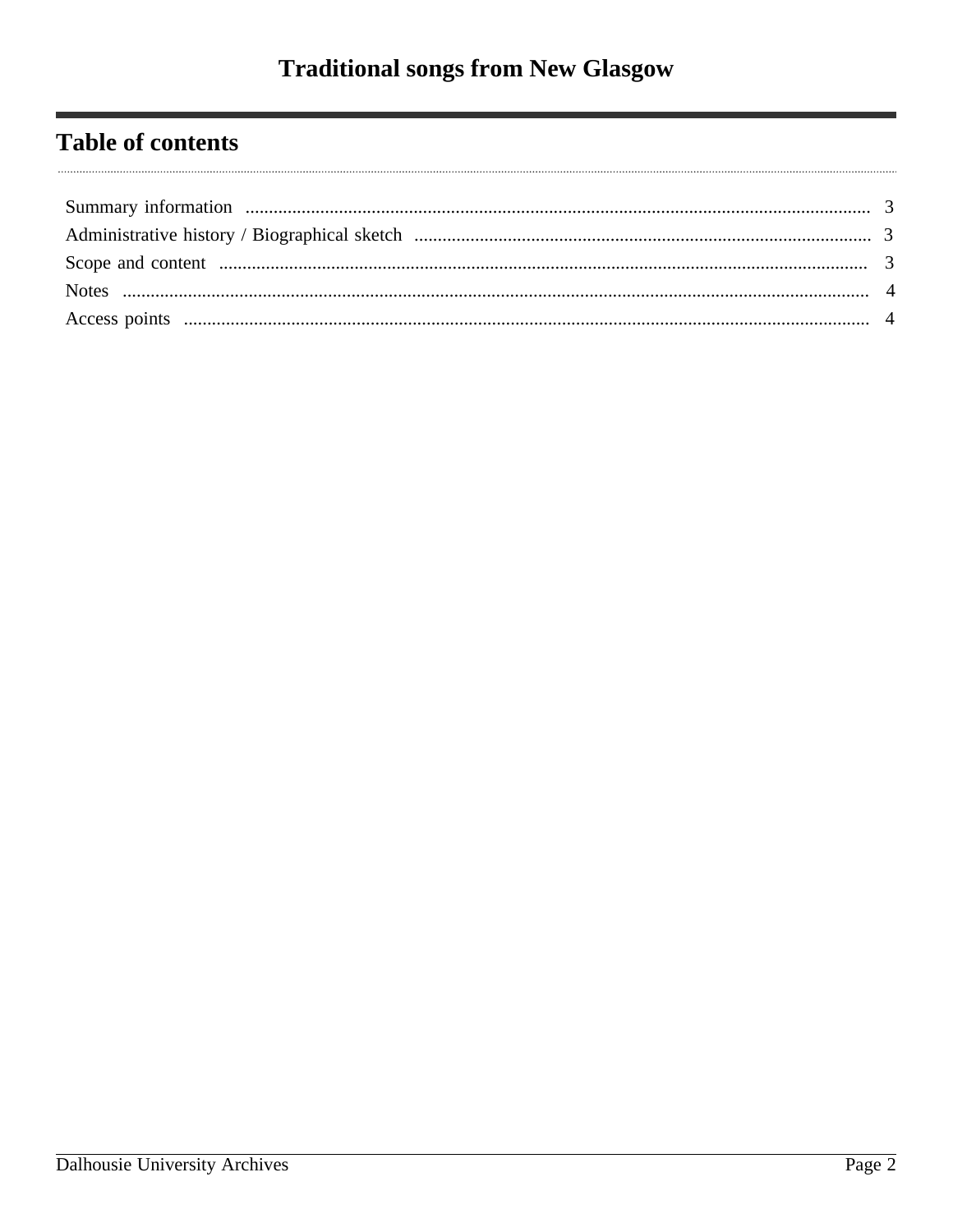# Traditional songs from New Glasgow

## Table of contents

Summary information ... 3

Administrative history / Biographical sketch ... 3

Scope and content ... 3

Notes ... 4

Access points ... 4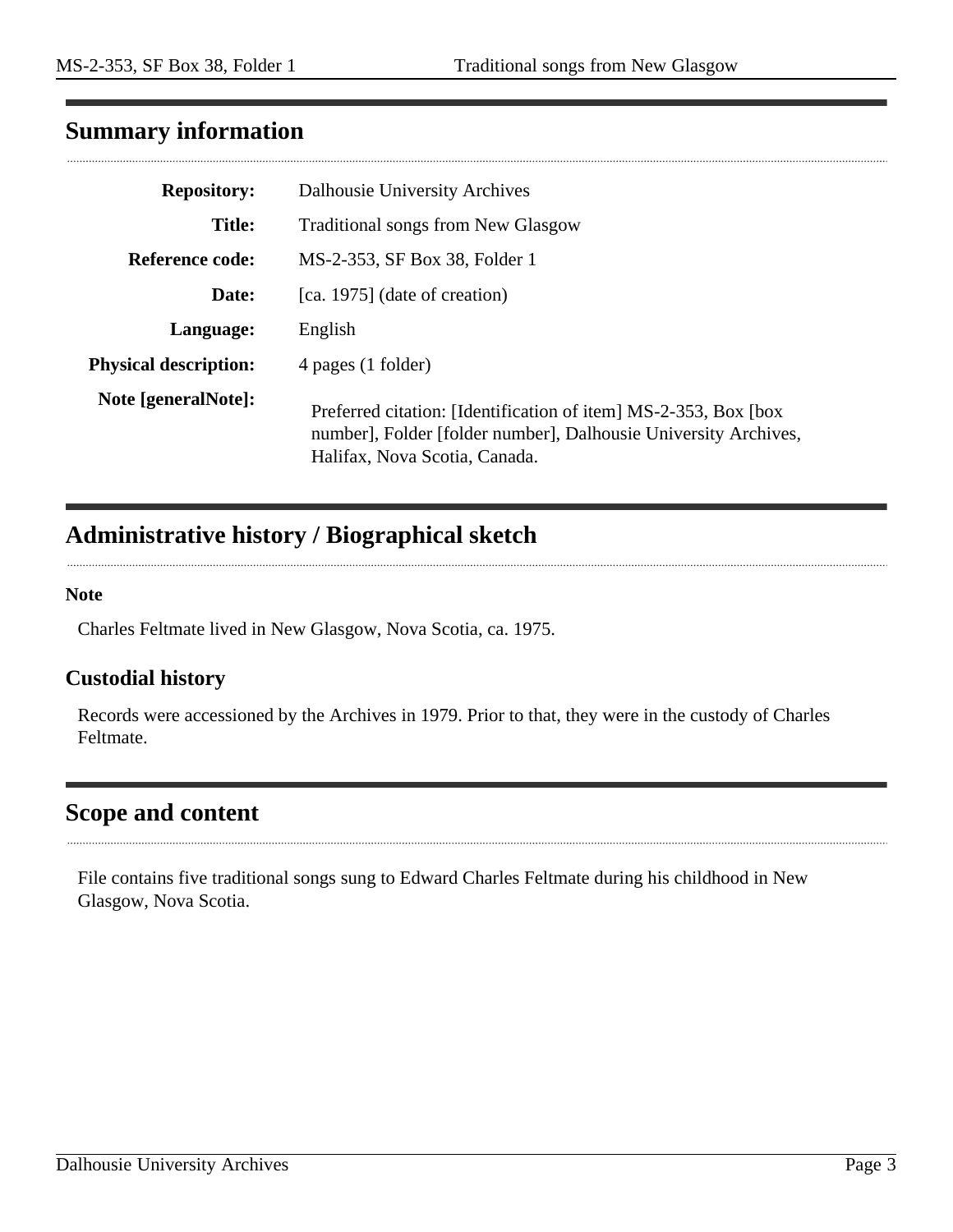## Summary information

| | |
|---|---|
| **Repository:** | Dalhousie University Archives |
| **Title:** | Traditional songs from New Glasgow |
| **Reference code:** | MS-2-353, SF Box 38, Folder 1 |
| **Date:** | [ca. 1975] (date of creation) |
| **Language:** | English |
| **Physical description:** | 4 pages (1 folder) |
| **Note [generalNote]:** | Preferred citation: [Identification of item] MS-2-353, Box [box number], Folder [folder number], Dalhousie University Archives, Halifax, Nova Scotia, Canada. |

## Administrative history / Biographical sketch

**Note**

Charles Feltmate lived in New Glasgow, Nova Scotia, ca. 1975.

### Custodial history

Records were accessioned by the Archives in 1979. Prior to that, they were in the custody of Charles Feltmate.

## Scope and content

File contains five traditional songs sung to Edward Charles Feltmate during his childhood in New Glasgow, Nova Scotia.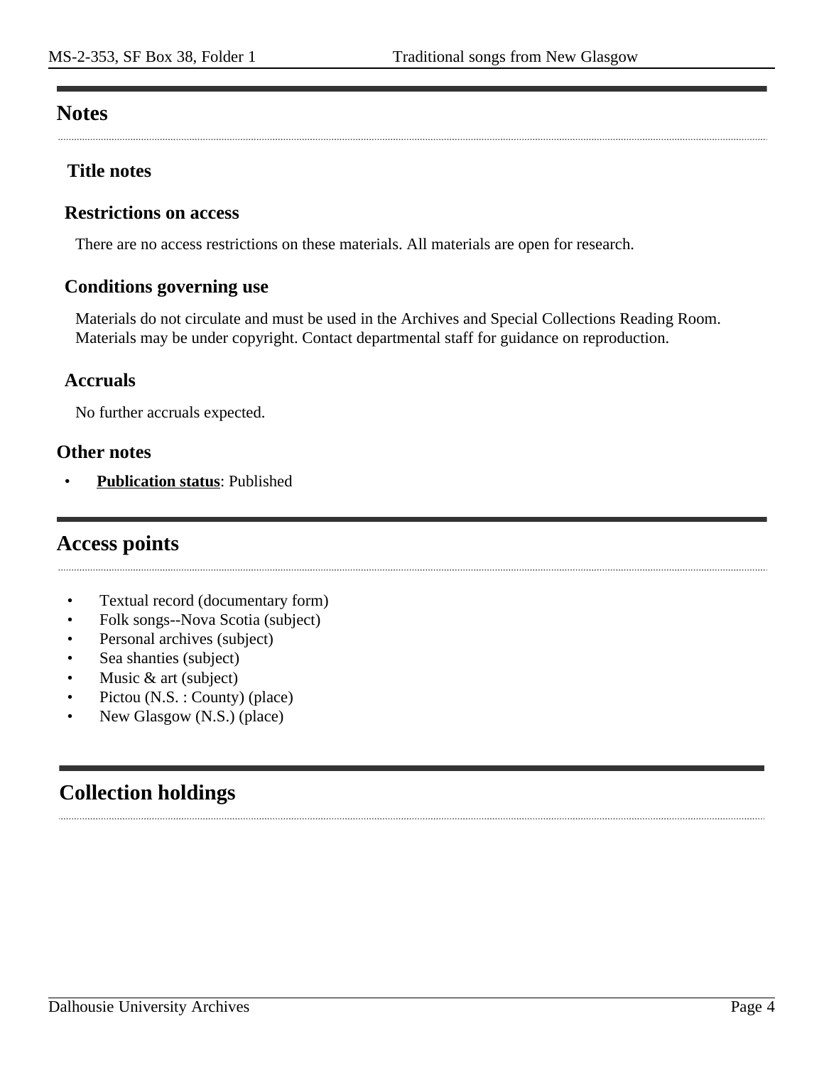## Notes

### Title notes

### Restrictions on access

There are no access restrictions on these materials. All materials are open for research.

### Conditions governing use

Materials do not circulate and must be used in the Archives and Special Collections Reading Room. Materials may be under copyright. Contact departmental staff for guidance on reproduction.

### Accruals

No further accruals expected.

### Other notes

- **Publication status**: Published

## Access points

- Textual record (documentary form)
- Folk songs--Nova Scotia (subject)
- Personal archives (subject)
- Sea shanties (subject)
- Music & art (subject)
- Pictou (N.S. : County) (place)
- New Glasgow (N.S.) (place)

## Collection holdings